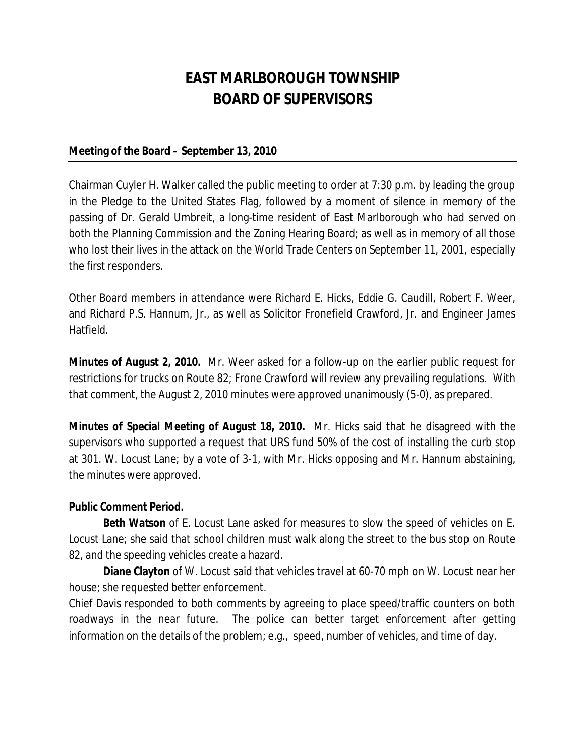# EAST MARLBOROUGH TOWNSHIP
# BOARD OF SUPERVISORS

**Meeting of the Board – September 13, 2010**

Chairman Cuyler H. Walker called the public meeting to order at 7:30 p.m. by leading the group in the Pledge to the United States Flag, followed by a moment of silence in memory of the passing of Dr. Gerald Umbreit, a long-time resident of East Marlborough who had served on both the Planning Commission and the Zoning Hearing Board; as well as in memory of all those who lost their lives in the attack on the World Trade Centers on September 11, 2001, especially the first responders.

Other Board members in attendance were Richard E. Hicks, Eddie G. Caudill, Robert F. Weer, and Richard P.S. Hannum, Jr., as well as Solicitor Fronefield Crawford, Jr. and Engineer James Hatfield.

**Minutes of August 2, 2010.** Mr. Weer asked for a follow-up on the earlier public request for restrictions for trucks on Route 82; Frone Crawford will review any prevailing regulations. With that comment, the August 2, 2010 minutes were approved unanimously (5-0), as prepared.

**Minutes of Special Meeting of August 18, 2010.** Mr. Hicks said that he disagreed with the supervisors who supported a request that URS fund 50% of the cost of installing the curb stop at 301. W. Locust Lane; by a vote of 3-1, with Mr. Hicks opposing and Mr. Hannum abstaining, the minutes were approved.

**Public Comment Period.**

**Beth Watson** of E. Locust Lane asked for measures to slow the speed of vehicles on E. Locust Lane; she said that school children must walk along the street to the bus stop on Route 82, and the speeding vehicles create a hazard.

**Diane Clayton** of W. Locust said that vehicles travel at 60-70 mph on W. Locust near her house; she requested better enforcement.

Chief Davis responded to both comments by agreeing to place speed/traffic counters on both roadways in the near future. The police can better target enforcement after getting information on the details of the problem; e.g., speed, number of vehicles, and time of day.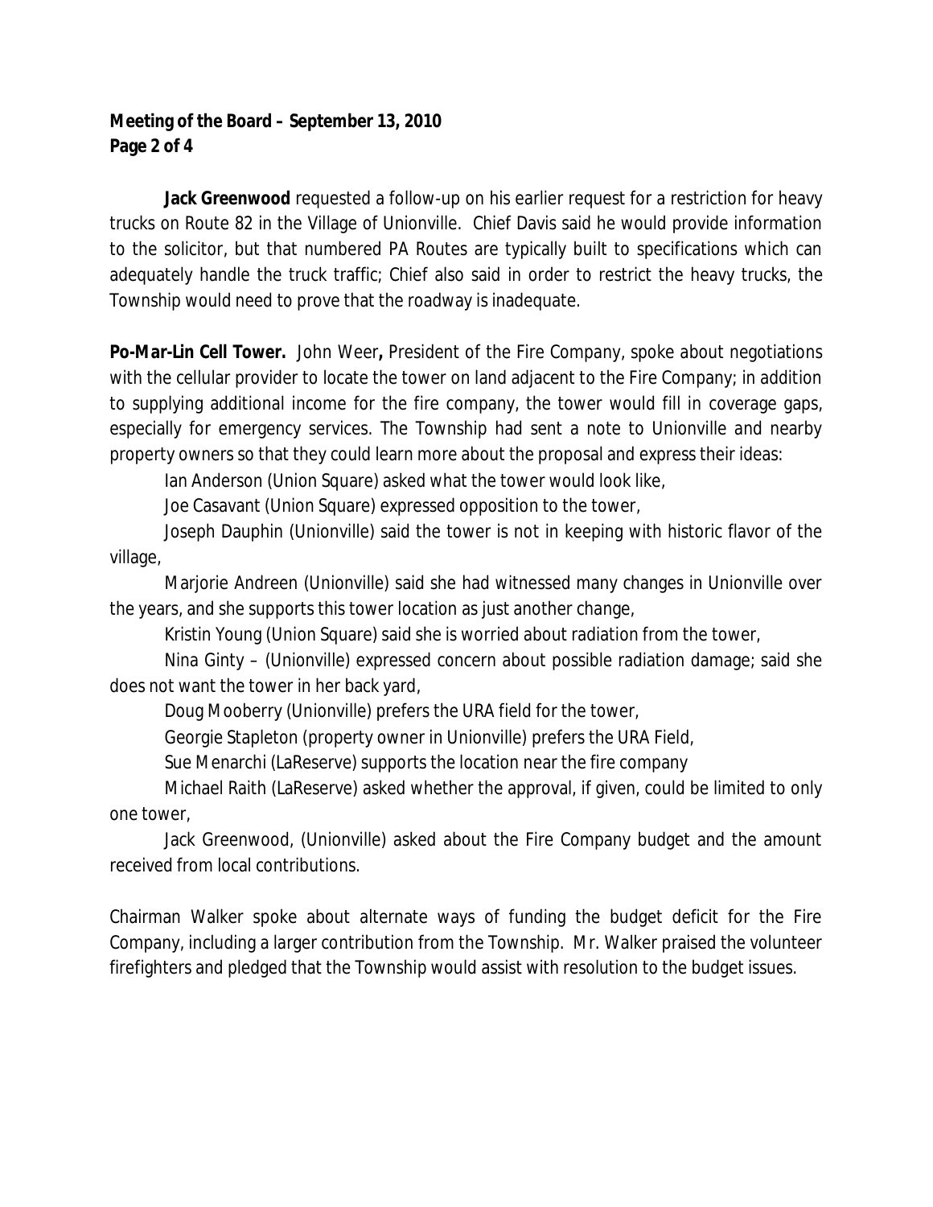**Jack Greenwood** requested a follow-up on his earlier request for a restriction for heavy trucks on Route 82 in the Village of Unionville. Chief Davis said he would provide information to the solicitor, but that numbered PA Routes are typically built to specifications which can adequately handle the truck traffic; Chief also said in order to restrict the heavy trucks, the Township would need to prove that the roadway is inadequate.

**Po-Mar-Lin Cell Tower.** John Weer**,** President of the Fire Company, spoke about negotiations with the cellular provider to locate the tower on land adjacent to the Fire Company; in addition to supplying additional income for the fire company, the tower would fill in coverage gaps, especially for emergency services. The Township had sent a note to Unionville and nearby property owners so that they could learn more about the proposal and express their ideas:

Ian Anderson (Union Square) asked what the tower would look like,

Joe Casavant (Union Square) expressed opposition to the tower,

Joseph Dauphin (Unionville) said the tower is not in keeping with historic flavor of the village,

Marjorie Andreen (Unionville) said she had witnessed many changes in Unionville over the years, and she supports this tower location as just another change,

Kristin Young (Union Square) said she is worried about radiation from the tower,

Nina Ginty – (Unionville) expressed concern about possible radiation damage; said she does not want the tower in her back yard,

Doug Mooberry (Unionville) prefers the URA field for the tower,

Georgie Stapleton (property owner in Unionville) prefers the URA Field,

Sue Menarchi (LaReserve) supports the location near the fire company

Michael Raith (LaReserve) asked whether the approval, if given, could be limited to only one tower,

Jack Greenwood, (Unionville) asked about the Fire Company budget and the amount received from local contributions.

Chairman Walker spoke about alternate ways of funding the budget deficit for the Fire Company, including a larger contribution from the Township. Mr. Walker praised the volunteer firefighters and pledged that the Township would assist with resolution to the budget issues.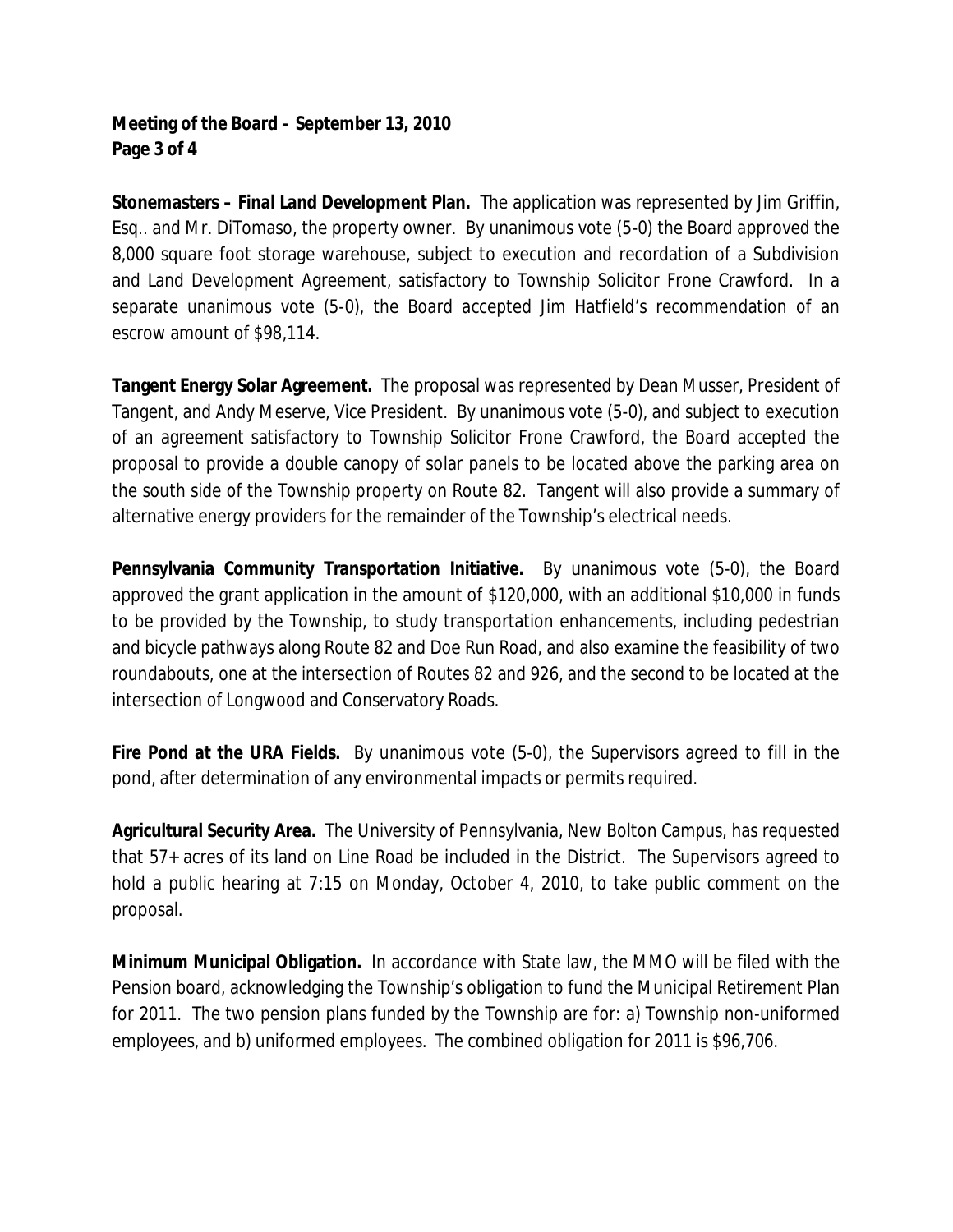**Stonemasters – Final Land Development Plan.** The application was represented by Jim Griffin, Esq.. and Mr. DiTomaso, the property owner. By unanimous vote (5-0) the Board approved the 8,000 square foot storage warehouse, subject to execution and recordation of a Subdivision and Land Development Agreement, satisfactory to Township Solicitor Frone Crawford. In a separate unanimous vote (5-0), the Board accepted Jim Hatfield's recommendation of an escrow amount of $98,114.

**Tangent Energy Solar Agreement.** The proposal was represented by Dean Musser, President of Tangent, and Andy Meserve, Vice President. By unanimous vote (5-0), and subject to execution of an agreement satisfactory to Township Solicitor Frone Crawford, the Board accepted the proposal to provide a double canopy of solar panels to be located above the parking area on the south side of the Township property on Route 82. Tangent will also provide a summary of alternative energy providers for the remainder of the Township's electrical needs.

**Pennsylvania Community Transportation Initiative.** By unanimous vote (5-0), the Board approved the grant application in the amount of $120,000, with an additional $10,000 in funds to be provided by the Township, to study transportation enhancements, including pedestrian and bicycle pathways along Route 82 and Doe Run Road, and also examine the feasibility of two roundabouts, one at the intersection of Routes 82 and 926, and the second to be located at the intersection of Longwood and Conservatory Roads.

**Fire Pond at the URA Fields.** By unanimous vote (5-0), the Supervisors agreed to fill in the pond, after determination of any environmental impacts or permits required.

**Agricultural Security Area.** The University of Pennsylvania, New Bolton Campus, has requested that 57+ acres of its land on Line Road be included in the District. The Supervisors agreed to hold a public hearing at 7:15 on Monday, October 4, 2010, to take public comment on the proposal.

**Minimum Municipal Obligation.** In accordance with State law, the MMO will be filed with the Pension board, acknowledging the Township's obligation to fund the Municipal Retirement Plan for 2011. The two pension plans funded by the Township are for: a) Township non-uniformed employees, and b) uniformed employees. The combined obligation for 2011 is $96,706.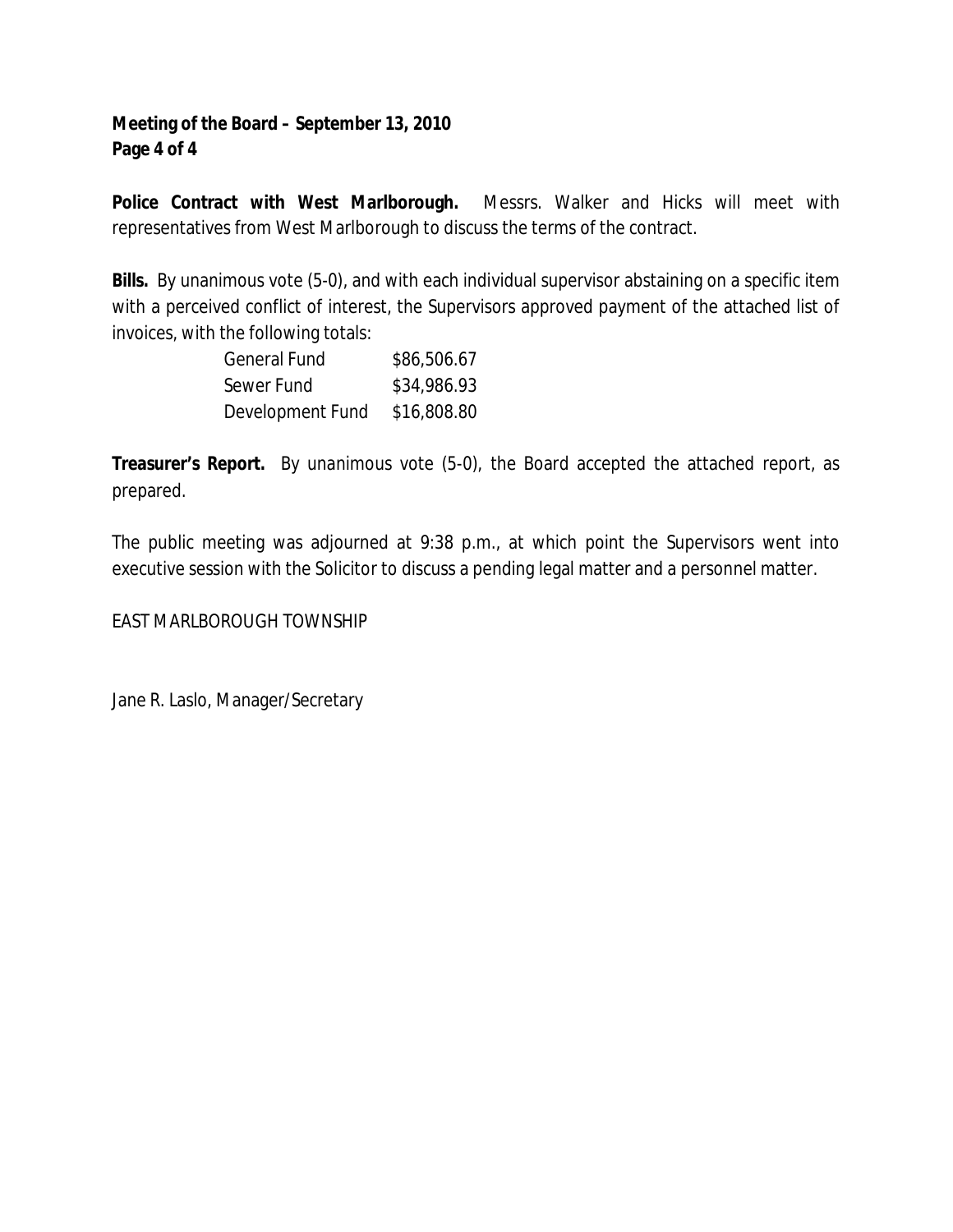**Police Contract with West Marlborough.** Messrs. Walker and Hicks will meet with representatives from West Marlborough to discuss the terms of the contract.

**Bills.** By unanimous vote (5-0), and with each individual supervisor abstaining on a specific item with a perceived conflict of interest, the Supervisors approved payment of the attached list of invoices, with the following totals:

| | |
|---|---|
| General Fund | $86,506.67 |
| Sewer Fund | $34,986.93 |
| Development Fund | $16,808.80 |

**Treasurer's Report.** By unanimous vote (5-0), the Board accepted the attached report, as prepared.

The public meeting was adjourned at 9:38 p.m., at which point the Supervisors went into executive session with the Solicitor to discuss a pending legal matter and a personnel matter.

EAST MARLBOROUGH TOWNSHIP

Jane R. Laslo, Manager/Secretary